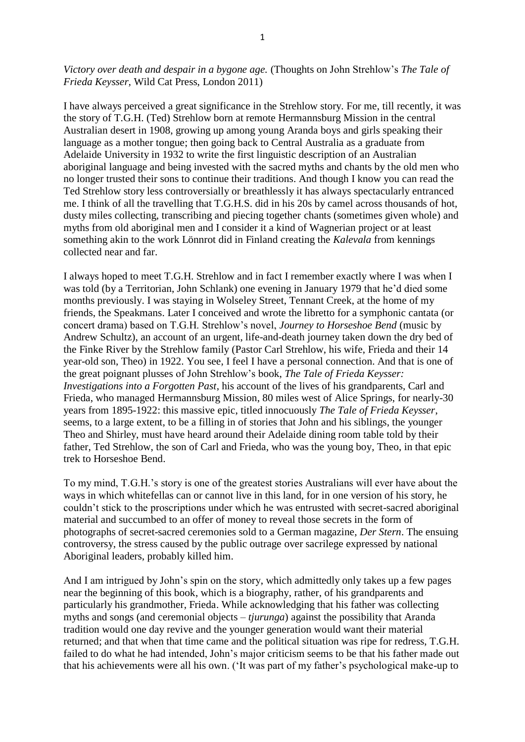*Victory over death and despair in a bygone age.* (Thoughts on John Strehlow's *The Tale of Frieda Keysser,* Wild Cat Press, London 2011)

I have always perceived a great significance in the Strehlow story. For me, till recently, it was the story of T.G.H. (Ted) Strehlow born at remote Hermannsburg Mission in the central Australian desert in 1908, growing up among young Aranda boys and girls speaking their language as a mother tongue; then going back to Central Australia as a graduate from Adelaide University in 1932 to write the first linguistic description of an Australian aboriginal language and being invested with the sacred myths and chants by the old men who no longer trusted their sons to continue their traditions. And though I know you can read the Ted Strehlow story less controversially or breathlessly it has always spectacularly entranced me. I think of all the travelling that T.G.H.S. did in his 20s by camel across thousands of hot, dusty miles collecting, transcribing and piecing together chants (sometimes given whole) and myths from old aboriginal men and I consider it a kind of Wagnerian project or at least something akin to the work Lönnrot did in Finland creating the *Kalevala* from kennings collected near and far.

I always hoped to meet T.G.H. Strehlow and in fact I remember exactly where I was when I was told (by a Territorian, John Schlank) one evening in January 1979 that he'd died some months previously. I was staying in Wolseley Street, Tennant Creek, at the home of my friends, the Speakmans. Later I conceived and wrote the libretto for a symphonic cantata (or concert drama) based on T.G.H. Strehlow's novel, *Journey to Horseshoe Bend* (music by Andrew Schultz), an account of an urgent, life-and-death journey taken down the dry bed of the Finke River by the Strehlow family (Pastor Carl Strehlow, his wife, Frieda and their 14 year-old son, Theo) in 1922. You see, I feel I have a personal connection. And that is one of the great poignant plusses of John Strehlow's book, *The Tale of Frieda Keysser: Investigations into a Forgotten Past*, his account of the lives of his grandparents, Carl and Frieda, who managed Hermannsburg Mission, 80 miles west of Alice Springs, for nearly-30 years from 1895-1922: this massive epic, titled innocuously *The Tale of Frieda Keysser*, seems, to a large extent, to be a filling in of stories that John and his siblings, the younger Theo and Shirley, must have heard around their Adelaide dining room table told by their father, Ted Strehlow, the son of Carl and Frieda, who was the young boy, Theo, in that epic trek to Horseshoe Bend.

To my mind, T.G.H.'s story is one of the greatest stories Australians will ever have about the ways in which whitefellas can or cannot live in this land, for in one version of his story, he couldn't stick to the proscriptions under which he was entrusted with secret-sacred aboriginal material and succumbed to an offer of money to reveal those secrets in the form of photographs of secret-sacred ceremonies sold to a German magazine, *Der Stern*. The ensuing controversy, the stress caused by the public outrage over sacrilege expressed by national Aboriginal leaders, probably killed him.

And I am intrigued by John's spin on the story, which admittedly only takes up a few pages near the beginning of this book, which is a biography, rather, of his grandparents and particularly his grandmother, Frieda. While acknowledging that his father was collecting myths and songs (and ceremonial objects – *tjurunga*) against the possibility that Aranda tradition would one day revive and the younger generation would want their material returned; and that when that time came and the political situation was ripe for redress, T.G.H. failed to do what he had intended, John's major criticism seems to be that his father made out that his achievements were all his own. ('It was part of my father's psychological make-up to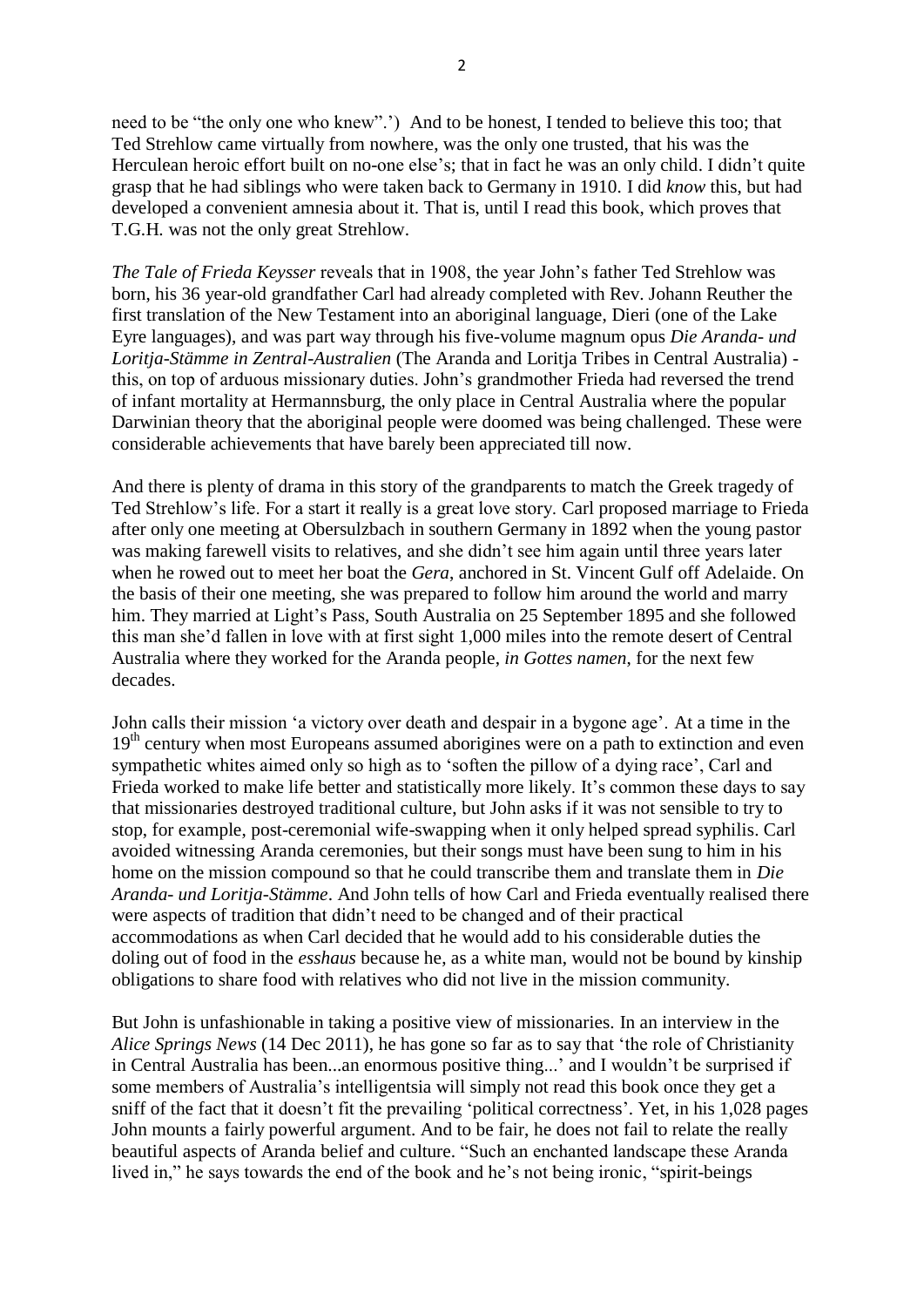need to be "the only one who knew".') And to be honest, I tended to believe this too; that Ted Strehlow came virtually from nowhere, was the only one trusted, that his was the Herculean heroic effort built on no-one else's; that in fact he was an only child. I didn't quite grasp that he had siblings who were taken back to Germany in 1910. I did *know* this, but had developed a convenient amnesia about it. That is, until I read this book, which proves that T.G.H. was not the only great Strehlow.

*The Tale of Frieda Keysser* reveals that in 1908, the year John's father Ted Strehlow was born, his 36 year-old grandfather Carl had already completed with Rev. Johann Reuther the first translation of the New Testament into an aboriginal language, Dieri (one of the Lake Eyre languages), and was part way through his five-volume magnum opus *Die Aranda- und Loritja-Stämme in Zentral-Australien* (The Aranda and Loritja Tribes in Central Australia) - this, on top of arduous missionary duties. John's grandmother Frieda had reversed the trend of infant mortality at Hermannsburg, the only place in Central Australia where the popular Darwinian theory that the aboriginal people were doomed was being challenged. These were considerable achievements that have barely been appreciated till now.

And there is plenty of drama in this story of the grandparents to match the Greek tragedy of Ted Strehlow's life. For a start it really is a great love story. Carl proposed marriage to Frieda after only one meeting at Obersulzbach in southern Germany in 1892 when the young pastor was making farewell visits to relatives, and she didn't see him again until three years later when he rowed out to meet her boat the *Gera*, anchored in St. Vincent Gulf off Adelaide. On the basis of their one meeting, she was prepared to follow him around the world and marry him. They married at Light's Pass, South Australia on 25 September 1895 and she followed this man she'd fallen in love with at first sight 1,000 miles into the remote desert of Central Australia where they worked for the Aranda people, *in Gottes namen*, for the next few decades.

John calls their mission 'a victory over death and despair in a bygone age'. At a time in the 19th century when most Europeans assumed aborigines were on a path to extinction and even sympathetic whites aimed only so high as to 'soften the pillow of a dying race', Carl and Frieda worked to make life better and statistically more likely. It's common these days to say that missionaries destroyed traditional culture, but John asks if it was not sensible to try to stop, for example, post-ceremonial wife-swapping when it only helped spread syphilis. Carl avoided witnessing Aranda ceremonies, but their songs must have been sung to him in his home on the mission compound so that he could transcribe them and translate them in *Die Aranda- und Loritja-Stämme*. And John tells of how Carl and Frieda eventually realised there were aspects of tradition that didn't need to be changed and of their practical accommodations as when Carl decided that he would add to his considerable duties the doling out of food in the *esshaus* because he, as a white man, would not be bound by kinship obligations to share food with relatives who did not live in the mission community.

But John is unfashionable in taking a positive view of missionaries. In an interview in the *Alice Springs News* (14 Dec 2011), he has gone so far as to say that 'the role of Christianity in Central Australia has been...an enormous positive thing...' and I wouldn't be surprised if some members of Australia's intelligentsia will simply not read this book once they get a sniff of the fact that it doesn't fit the prevailing 'political correctness'. Yet, in his 1,028 pages John mounts a fairly powerful argument. And to be fair, he does not fail to relate the really beautiful aspects of Aranda belief and culture. "Such an enchanted landscape these Aranda lived in," he says towards the end of the book and he's not being ironic, "spirit-beings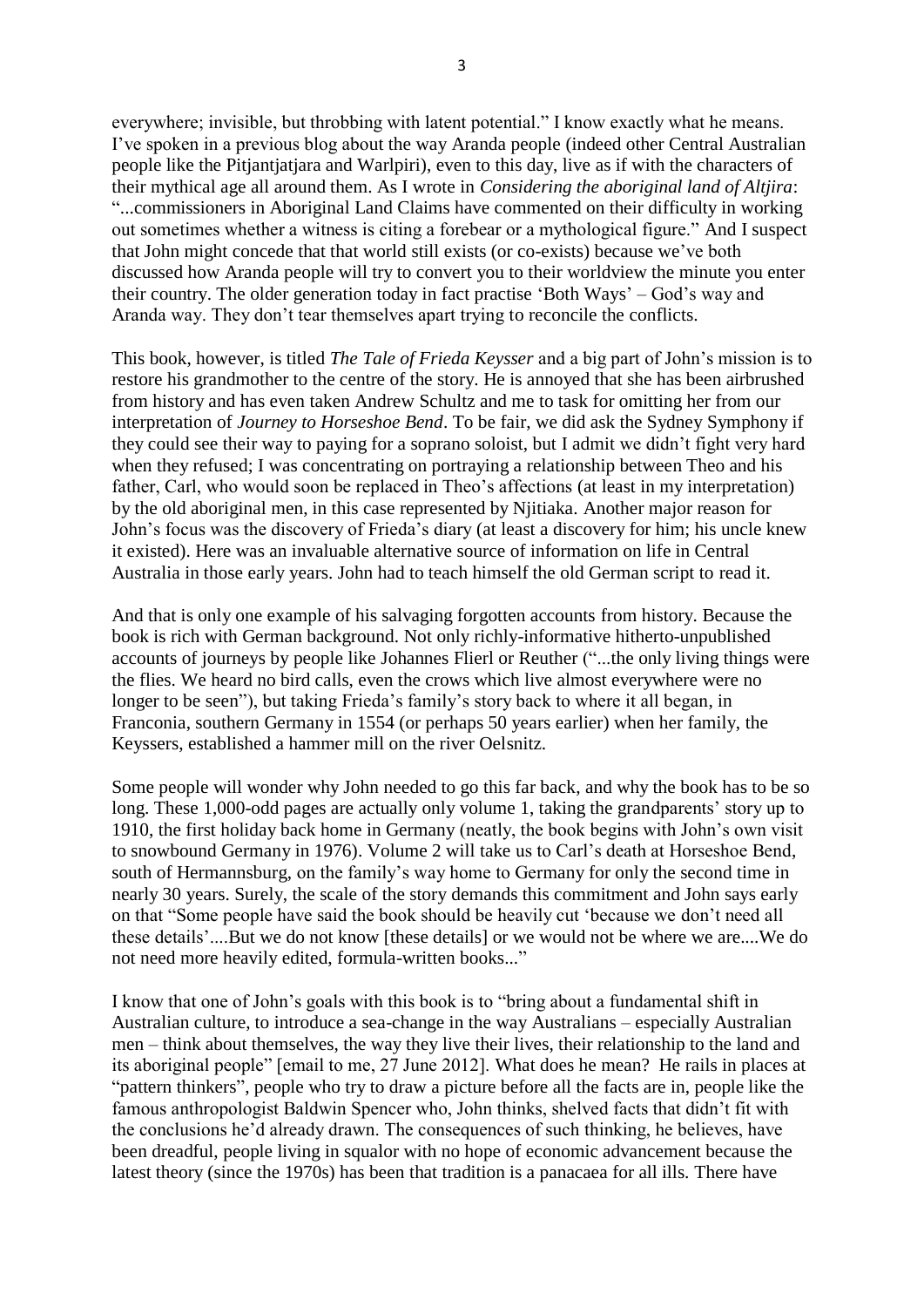everywhere; invisible, but throbbing with latent potential." I know exactly what he means. I've spoken in a previous blog about the way Aranda people (indeed other Central Australian people like the Pitjantjatjara and Warlpiri), even to this day, live as if with the characters of their mythical age all around them. As I wrote in *Considering the aboriginal land of Altjira*: "...commissioners in Aboriginal Land Claims have commented on their difficulty in working out sometimes whether a witness is citing a forebear or a mythological figure." And I suspect that John might concede that that world still exists (or co-exists) because we've both discussed how Aranda people will try to convert you to their worldview the minute you enter their country. The older generation today in fact practise 'Both Ways' – God's way and Aranda way. They don't tear themselves apart trying to reconcile the conflicts.

This book, however, is titled *The Tale of Frieda Keysser* and a big part of John's mission is to restore his grandmother to the centre of the story. He is annoyed that she has been airbrushed from history and has even taken Andrew Schultz and me to task for omitting her from our interpretation of *Journey to Horseshoe Bend*. To be fair, we did ask the Sydney Symphony if they could see their way to paying for a soprano soloist, but I admit we didn't fight very hard when they refused; I was concentrating on portraying a relationship between Theo and his father, Carl, who would soon be replaced in Theo's affections (at least in my interpretation) by the old aboriginal men, in this case represented by Njitiaka. Another major reason for John's focus was the discovery of Frieda's diary (at least a discovery for him; his uncle knew it existed). Here was an invaluable alternative source of information on life in Central Australia in those early years. John had to teach himself the old German script to read it.

And that is only one example of his salvaging forgotten accounts from history. Because the book is rich with German background. Not only richly-informative hitherto-unpublished accounts of journeys by people like Johannes Flierl or Reuther ("...the only living things were the flies. We heard no bird calls, even the crows which live almost everywhere were no longer to be seen"), but taking Frieda's family's story back to where it all began, in Franconia, southern Germany in 1554 (or perhaps 50 years earlier) when her family, the Keyssers, established a hammer mill on the river Oelsnitz.

Some people will wonder why John needed to go this far back, and why the book has to be so long. These 1,000-odd pages are actually only volume 1, taking the grandparents' story up to 1910, the first holiday back home in Germany (neatly, the book begins with John's own visit to snowbound Germany in 1976). Volume 2 will take us to Carl's death at Horseshoe Bend, south of Hermannsburg, on the family's way home to Germany for only the second time in nearly 30 years. Surely, the scale of the story demands this commitment and John says early on that "Some people have said the book should be heavily cut 'because we don't need all these details'....But we do not know [these details] or we would not be where we are....We do not need more heavily edited, formula-written books..."

I know that one of John's goals with this book is to "bring about a fundamental shift in Australian culture, to introduce a sea-change in the way Australians – especially Australian men – think about themselves, the way they live their lives, their relationship to the land and its aboriginal people" [email to me, 27 June 2012]. What does he mean? He rails in places at "pattern thinkers", people who try to draw a picture before all the facts are in, people like the famous anthropologist Baldwin Spencer who, John thinks, shelved facts that didn't fit with the conclusions he'd already drawn. The consequences of such thinking, he believes, have been dreadful, people living in squalor with no hope of economic advancement because the latest theory (since the 1970s) has been that tradition is a panacaea for all ills. There have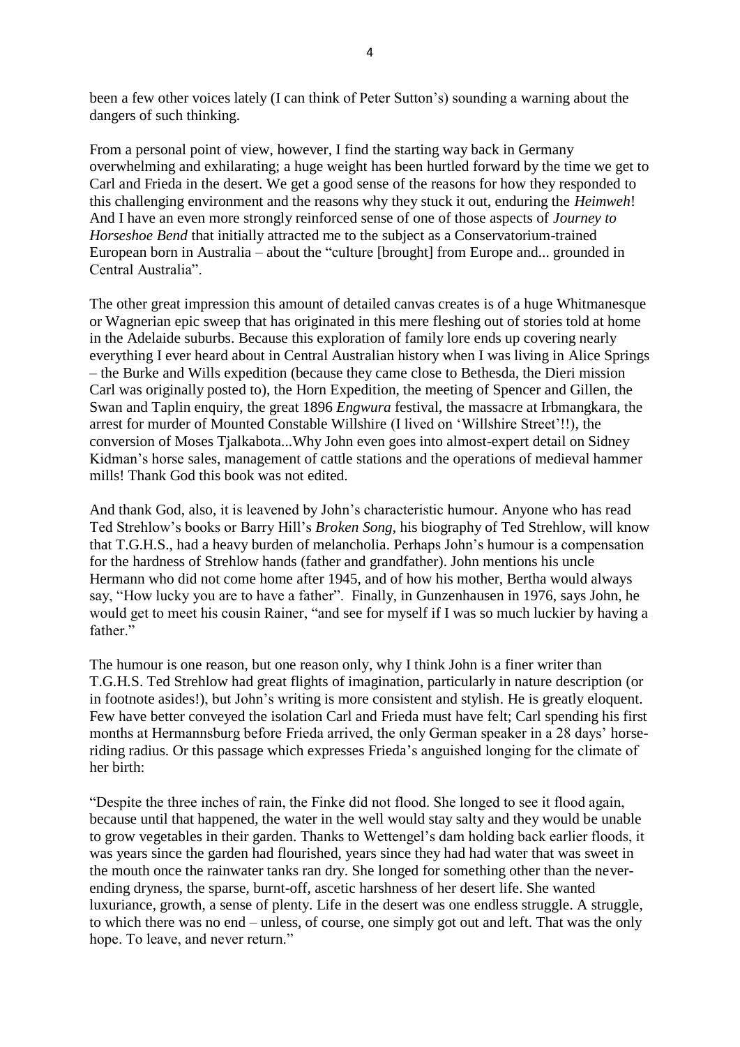been a few other voices lately (I can think of Peter Sutton's) sounding a warning about the dangers of such thinking.

From a personal point of view, however, I find the starting way back in Germany overwhelming and exhilarating; a huge weight has been hurtled forward by the time we get to Carl and Frieda in the desert. We get a good sense of the reasons for how they responded to this challenging environment and the reasons why they stuck it out, enduring the *Heimweh*! And I have an even more strongly reinforced sense of one of those aspects of *Journey to Horseshoe Bend* that initially attracted me to the subject as a Conservatorium-trained European born in Australia – about the "culture [brought] from Europe and... grounded in Central Australia".

The other great impression this amount of detailed canvas creates is of a huge Whitmanesque or Wagnerian epic sweep that has originated in this mere fleshing out of stories told at home in the Adelaide suburbs. Because this exploration of family lore ends up covering nearly everything I ever heard about in Central Australian history when I was living in Alice Springs – the Burke and Wills expedition (because they came close to Bethesda, the Dieri mission Carl was originally posted to), the Horn Expedition, the meeting of Spencer and Gillen, the Swan and Taplin enquiry, the great 1896 *Engwura* festival, the massacre at Irbmangkara, the arrest for murder of Mounted Constable Willshire (I lived on 'Willshire Street'!!), the conversion of Moses Tjalkabota...Why John even goes into almost-expert detail on Sidney Kidman's horse sales, management of cattle stations and the operations of medieval hammer mills! Thank God this book was not edited.

And thank God, also, it is leavened by John's characteristic humour. Anyone who has read Ted Strehlow's books or Barry Hill's *Broken Song*, his biography of Ted Strehlow, will know that T.G.H.S., had a heavy burden of melancholia. Perhaps John's humour is a compensation for the hardness of Strehlow hands (father and grandfather). John mentions his uncle Hermann who did not come home after 1945, and of how his mother, Bertha would always say, "How lucky you are to have a father". Finally, in Gunzenhausen in 1976, says John, he would get to meet his cousin Rainer, "and see for myself if I was so much luckier by having a father."

The humour is one reason, but one reason only, why I think John is a finer writer than T.G.H.S. Ted Strehlow had great flights of imagination, particularly in nature description (or in footnote asides!), but John's writing is more consistent and stylish. He is greatly eloquent. Few have better conveyed the isolation Carl and Frieda must have felt; Carl spending his first months at Hermannsburg before Frieda arrived, the only German speaker in a 28 days' horse-riding radius. Or this passage which expresses Frieda's anguished longing for the climate of her birth:

"Despite the three inches of rain, the Finke did not flood. She longed to see it flood again, because until that happened, the water in the well would stay salty and they would be unable to grow vegetables in their garden. Thanks to Wettengel's dam holding back earlier floods, it was years since the garden had flourished, years since they had had water that was sweet in the mouth once the rainwater tanks ran dry. She longed for something other than the never-ending dryness, the sparse, burnt-off, ascetic harshness of her desert life. She wanted luxuriance, growth, a sense of plenty. Life in the desert was one endless struggle. A struggle, to which there was no end – unless, of course, one simply got out and left. That was the only hope. To leave, and never return."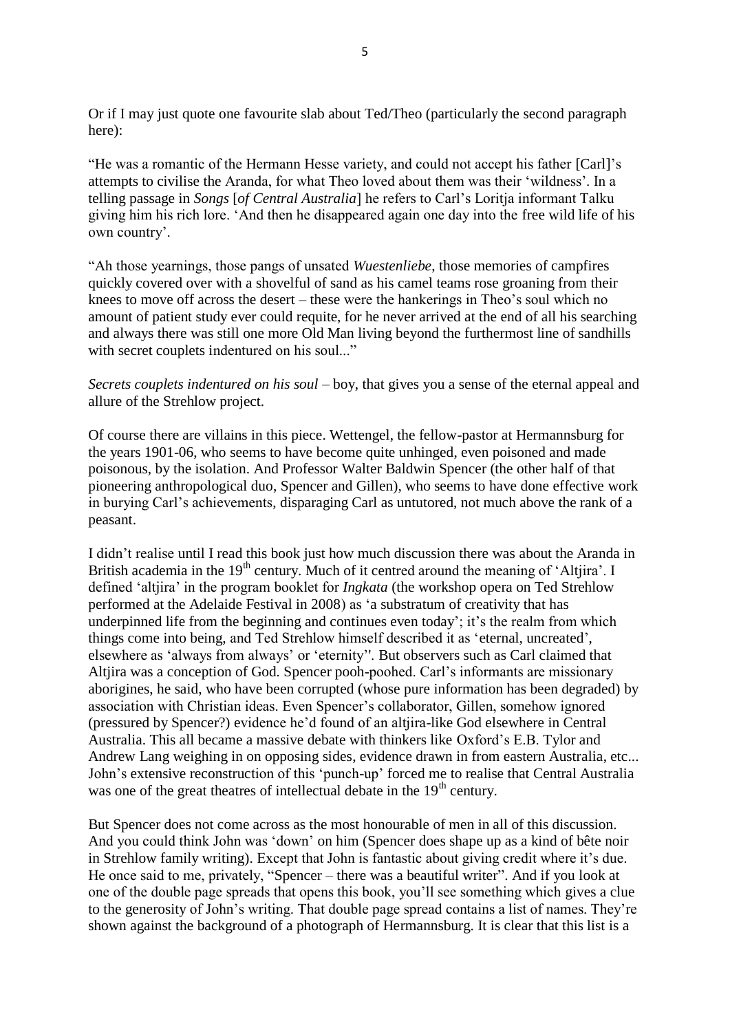Or if I may just quote one favourite slab about Ted/Theo (particularly the second paragraph here):

"He was a romantic of the Hermann Hesse variety, and could not accept his father [Carl]'s attempts to civilise the Aranda, for what Theo loved about them was their 'wildness'. In a telling passage in *Songs* [*of Central Australia*] he refers to Carl's Loritja informant Talku giving him his rich lore. 'And then he disappeared again one day into the free wild life of his own country'.

"Ah those yearnings, those pangs of unsated *Wuestenliebe*, those memories of campfires quickly covered over with a shovelful of sand as his camel teams rose groaning from their knees to move off across the desert – these were the hankerings in Theo's soul which no amount of patient study ever could requite, for he never arrived at the end of all his searching and always there was still one more Old Man living beyond the furthermost line of sandhills with secret couplets indentured on his soul..."

*Secrets couplets indentured on his soul* – boy, that gives you a sense of the eternal appeal and allure of the Strehlow project.

Of course there are villains in this piece. Wettengel, the fellow-pastor at Hermannsburg for the years 1901-06, who seems to have become quite unhinged, even poisoned and made poisonous, by the isolation. And Professor Walter Baldwin Spencer (the other half of that pioneering anthropological duo, Spencer and Gillen), who seems to have done effective work in burying Carl's achievements, disparaging Carl as untutored, not much above the rank of a peasant.

I didn't realise until I read this book just how much discussion there was about the Aranda in British academia in the 19th century. Much of it centred around the meaning of 'Altjira'. I defined 'altjira' in the program booklet for *Ingkata* (the workshop opera on Ted Strehlow performed at the Adelaide Festival in 2008) as 'a substratum of creativity that has underpinned life from the beginning and continues even today'; it's the realm from which things come into being, and Ted Strehlow himself described it as 'eternal, uncreated', elsewhere as 'always from always' or 'eternity''. But observers such as Carl claimed that Altjira was a conception of God. Spencer pooh-poohed. Carl's informants are missionary aborigines, he said, who have been corrupted (whose pure information has been degraded) by association with Christian ideas. Even Spencer's collaborator, Gillen, somehow ignored (pressured by Spencer?) evidence he'd found of an altjira-like God elsewhere in Central Australia. This all became a massive debate with thinkers like Oxford's E.B. Tylor and Andrew Lang weighing in on opposing sides, evidence drawn in from eastern Australia, etc... John's extensive reconstruction of this 'punch-up' forced me to realise that Central Australia was one of the great theatres of intellectual debate in the 19th century.

But Spencer does not come across as the most honourable of men in all of this discussion. And you could think John was 'down' on him (Spencer does shape up as a kind of bête noir in Strehlow family writing). Except that John is fantastic about giving credit where it's due. He once said to me, privately, "Spencer – there was a beautiful writer". And if you look at one of the double page spreads that opens this book, you'll see something which gives a clue to the generosity of John's writing. That double page spread contains a list of names. They're shown against the background of a photograph of Hermannsburg. It is clear that this list is a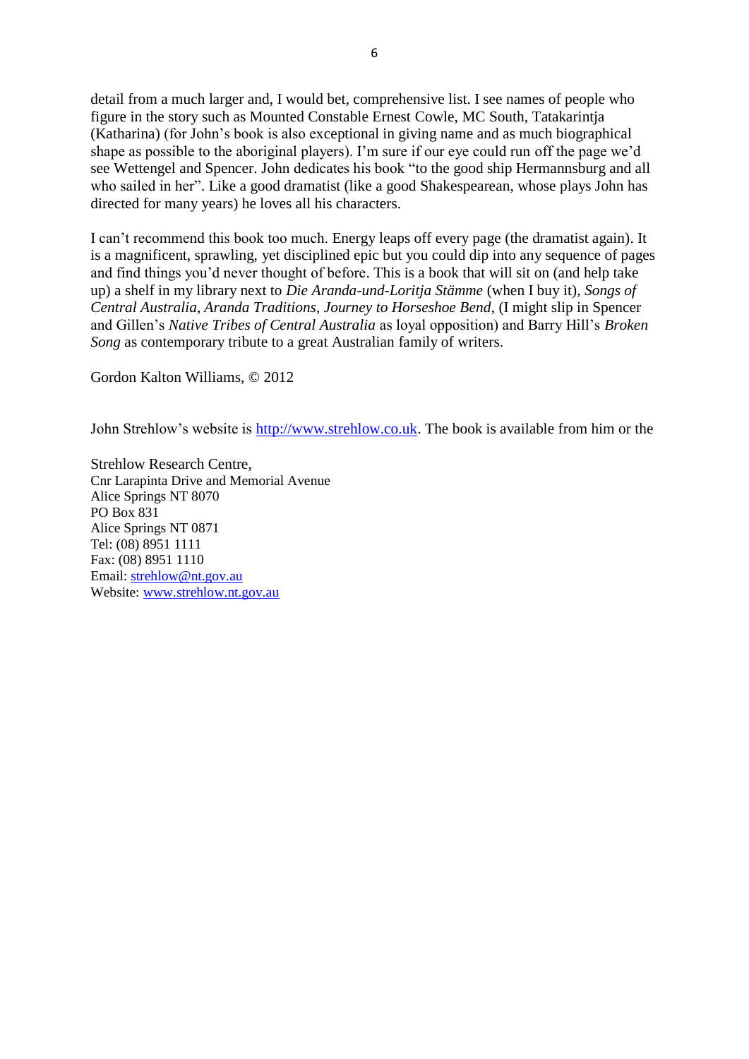detail from a much larger and, I would bet, comprehensive list. I see names of people who figure in the story such as Mounted Constable Ernest Cowle, MC South, Tatakarintja (Katharina) (for John's book is also exceptional in giving name and as much biographical shape as possible to the aboriginal players). I'm sure if our eye could run off the page we'd see Wettengel and Spencer. John dedicates his book "to the good ship Hermannsburg and all who sailed in her". Like a good dramatist (like a good Shakespearean, whose plays John has directed for many years) he loves all his characters.

I can't recommend this book too much. Energy leaps off every page (the dramatist again). It is a magnificent, sprawling, yet disciplined epic but you could dip into any sequence of pages and find things you'd never thought of before. This is a book that will sit on (and help take up) a shelf in my library next to *Die Aranda-und-Loritja Stämme* (when I buy it), *Songs of Central Australia*, *Aranda Traditions*, *Journey to Horseshoe Bend*, (I might slip in Spencer and Gillen's *Native Tribes of Central Australia* as loyal opposition) and Barry Hill's *Broken Song* as contemporary tribute to a great Australian family of writers.

Gordon Kalton Williams, © 2012

John Strehlow's website is [http://www.strehlow.co.uk](http://www.strehlow.co.uk). The book is available from him or the

Strehlow Research Centre,
Cnr Larapinta Drive and Memorial Avenue
Alice Springs NT 8070
PO Box 831
Alice Springs NT 0871
Tel: (08) 8951 1111
Fax: (08) 8951 1110
Email: [strehlow@nt.gov.au](mailto:strehlow@nt.gov.au)
Website: [www.strehlow.nt.gov.au](http://www.strehlow.nt.gov.au)